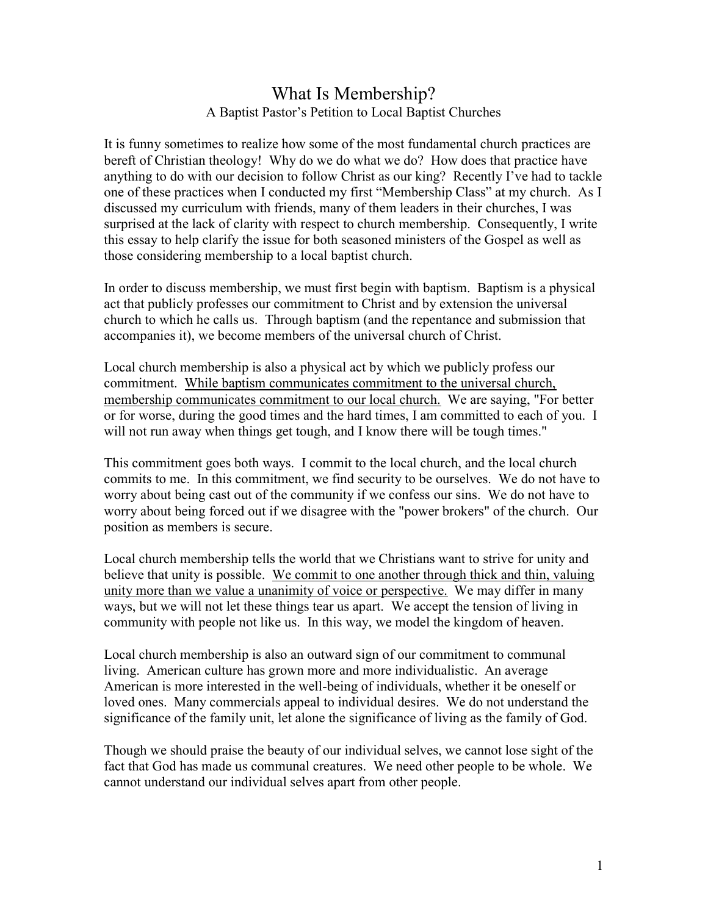# What Is Membership?

## A Baptist Pastor's Petition to Local Baptist Churches

It is funny sometimes to realize how some of the most fundamental church practices are bereft of Christian theology! Why do we do what we do? How does that practice have anything to do with our decision to follow Christ as our king? Recently I've had to tackle one of these practices when I conducted my first "Membership Class" at my church. As I discussed my curriculum with friends, many of them leaders in their churches, I was surprised at the lack of clarity with respect to church membership. Consequently, I write this essay to help clarify the issue for both seasoned ministers of the Gospel as well as those considering membership to a local baptist church.

In order to discuss membership, we must first begin with baptism. Baptism is a physical act that publicly professes our commitment to Christ and by extension the universal church to which he calls us. Through baptism (and the repentance and submission that accompanies it), we become members of the universal church of Christ.

Local church membership is also a physical act by which we publicly profess our commitment. <u>While baptism communicates commitment to the universal church, membership communicates commitment to our local church.</u> We are saying, "For better or for worse, during the good times and the hard times, I am committed to each of you. I will not run away when things get tough, and I know there will be tough times."

This commitment goes both ways. I commit to the local church, and the local church commits to me. In this commitment, we find security to be ourselves. We do not have to worry about being cast out of the community if we confess our sins. We do not have to worry about being forced out if we disagree with the "power brokers" of the church. Our position as members is secure.

Local church membership tells the world that we Christians want to strive for unity and believe that unity is possible. <u>We commit to one another through thick and thin, valuing unity more than we value a unanimity of voice or perspective.</u> We may differ in many ways, but we will not let these things tear us apart. We accept the tension of living in community with people not like us. In this way, we model the kingdom of heaven.

Local church membership is also an outward sign of our commitment to communal living. American culture has grown more and more individualistic. An average American is more interested in the well-being of individuals, whether it be oneself or loved ones. Many commercials appeal to individual desires. We do not understand the significance of the family unit, let alone the significance of living as the family of God.

Though we should praise the beauty of our individual selves, we cannot lose sight of the fact that God has made us communal creatures. We need other people to be whole. We cannot understand our individual selves apart from other people.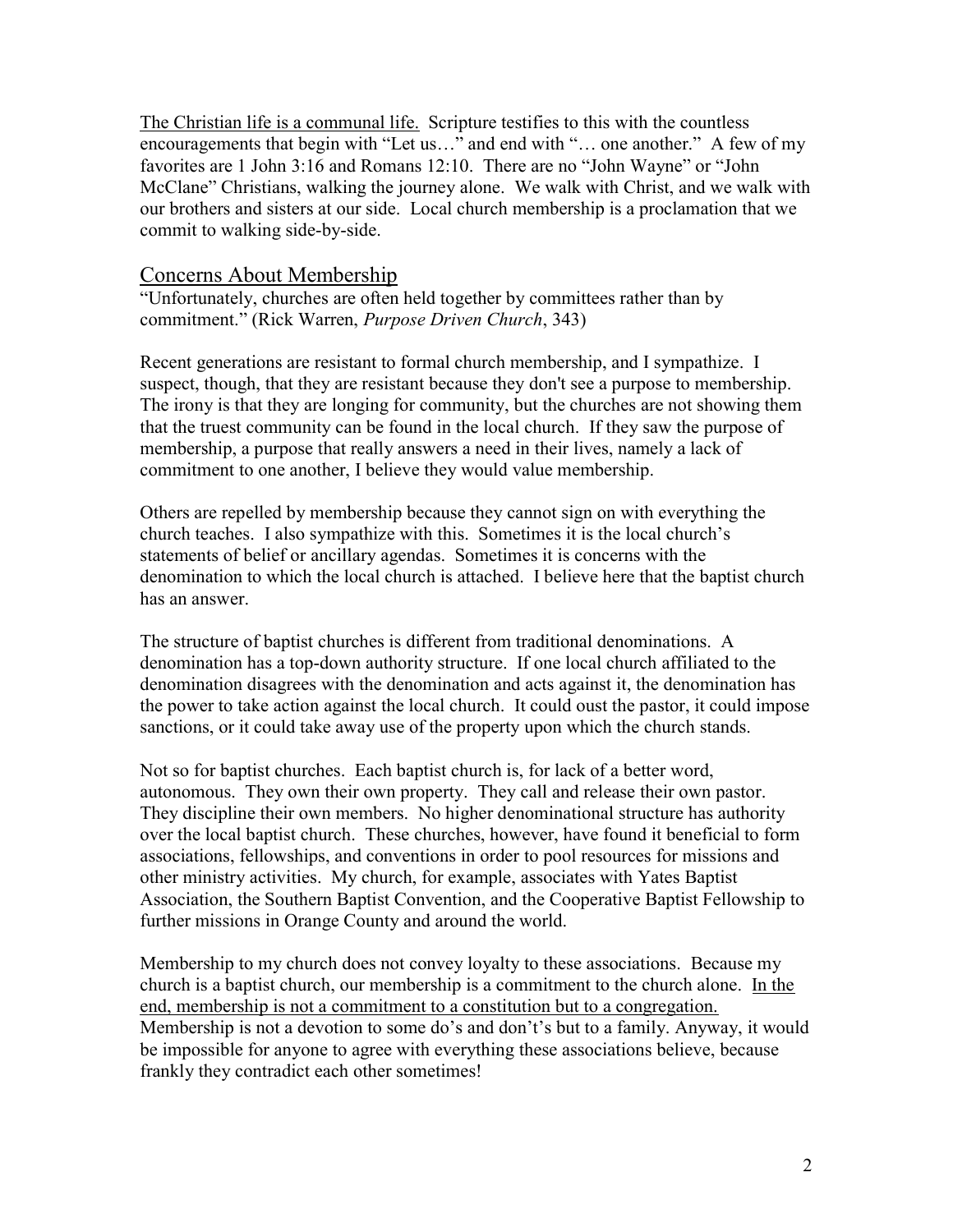The Christian life is a communal life. Scripture testifies to this with the countless encouragements that begin with "Let us…" and end with "… one another." A few of my favorites are 1 John 3:16 and Romans 12:10. There are no "John Wayne" or "John McClane" Christians, walking the journey alone. We walk with Christ, and we walk with our brothers and sisters at our side. Local church membership is a proclamation that we commit to walking side-by-side.

## Concerns About Membership

"Unfortunately, churches are often held together by committees rather than by commitment." (Rick Warren, *Purpose Driven Church*, 343)

Recent generations are resistant to formal church membership, and I sympathize. I suspect, though, that they are resistant because they don't see a purpose to membership. The irony is that they are longing for community, but the churches are not showing them that the truest community can be found in the local church. If they saw the purpose of membership, a purpose that really answers a need in their lives, namely a lack of commitment to one another, I believe they would value membership.

Others are repelled by membership because they cannot sign on with everything the church teaches. I also sympathize with this. Sometimes it is the local church's statements of belief or ancillary agendas. Sometimes it is concerns with the denomination to which the local church is attached. I believe here that the baptist church has an answer.

The structure of baptist churches is different from traditional denominations. A denomination has a top-down authority structure. If one local church affiliated to the denomination disagrees with the denomination and acts against it, the denomination has the power to take action against the local church. It could oust the pastor, it could impose sanctions, or it could take away use of the property upon which the church stands.

Not so for baptist churches. Each baptist church is, for lack of a better word, autonomous. They own their own property. They call and release their own pastor. They discipline their own members. No higher denominational structure has authority over the local baptist church. These churches, however, have found it beneficial to form associations, fellowships, and conventions in order to pool resources for missions and other ministry activities. My church, for example, associates with Yates Baptist Association, the Southern Baptist Convention, and the Cooperative Baptist Fellowship to further missions in Orange County and around the world.

Membership to my church does not convey loyalty to these associations. Because my church is a baptist church, our membership is a commitment to the church alone. In the end, membership is not a commitment to a constitution but to a congregation. Membership is not a devotion to some do's and don't's but to a family. Anyway, it would be impossible for anyone to agree with everything these associations believe, because frankly they contradict each other sometimes!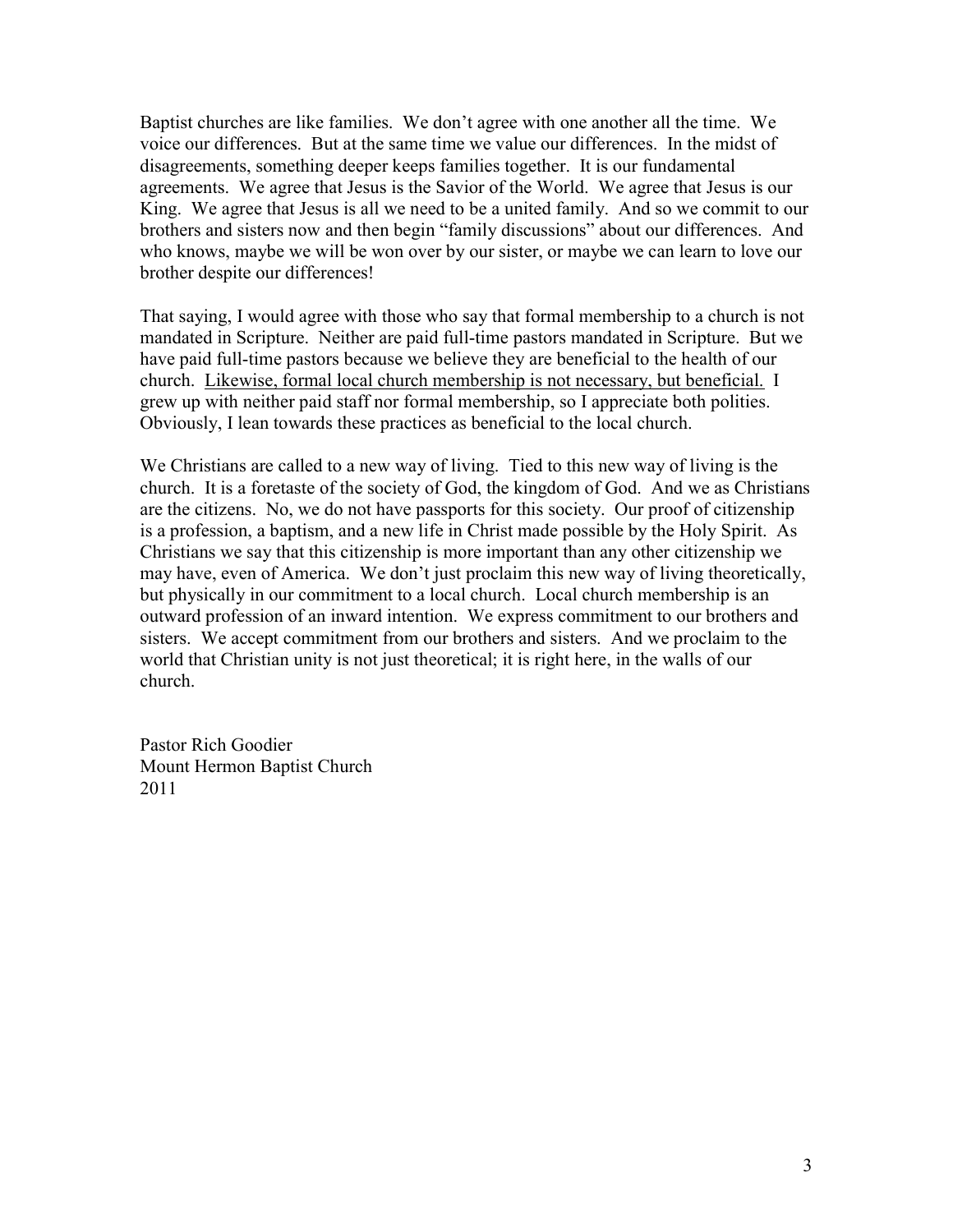Baptist churches are like families. We don't agree with one another all the time. We voice our differences. But at the same time we value our differences. In the midst of disagreements, something deeper keeps families together. It is our fundamental agreements. We agree that Jesus is the Savior of the World. We agree that Jesus is our King. We agree that Jesus is all we need to be a united family. And so we commit to our brothers and sisters now and then begin "family discussions" about our differences. And who knows, maybe we will be won over by our sister, or maybe we can learn to love our brother despite our differences!

That saying, I would agree with those who say that formal membership to a church is not mandated in Scripture. Neither are paid full-time pastors mandated in Scripture. But we have paid full-time pastors because we believe they are beneficial to the health of our church. <u>Likewise, formal local church membership is not necessary, but beneficial.</u> I grew up with neither paid staff nor formal membership, so I appreciate both polities. Obviously, I lean towards these practices as beneficial to the local church.

We Christians are called to a new way of living. Tied to this new way of living is the church. It is a foretaste of the society of God, the kingdom of God. And we as Christians are the citizens. No, we do not have passports for this society. Our proof of citizenship is a profession, a baptism, and a new life in Christ made possible by the Holy Spirit. As Christians we say that this citizenship is more important than any other citizenship we may have, even of America. We don't just proclaim this new way of living theoretically, but physically in our commitment to a local church. Local church membership is an outward profession of an inward intention. We express commitment to our brothers and sisters. We accept commitment from our brothers and sisters. And we proclaim to the world that Christian unity is not just theoretical; it is right here, in the walls of our church.

Pastor Rich Goodier
Mount Hermon Baptist Church
2011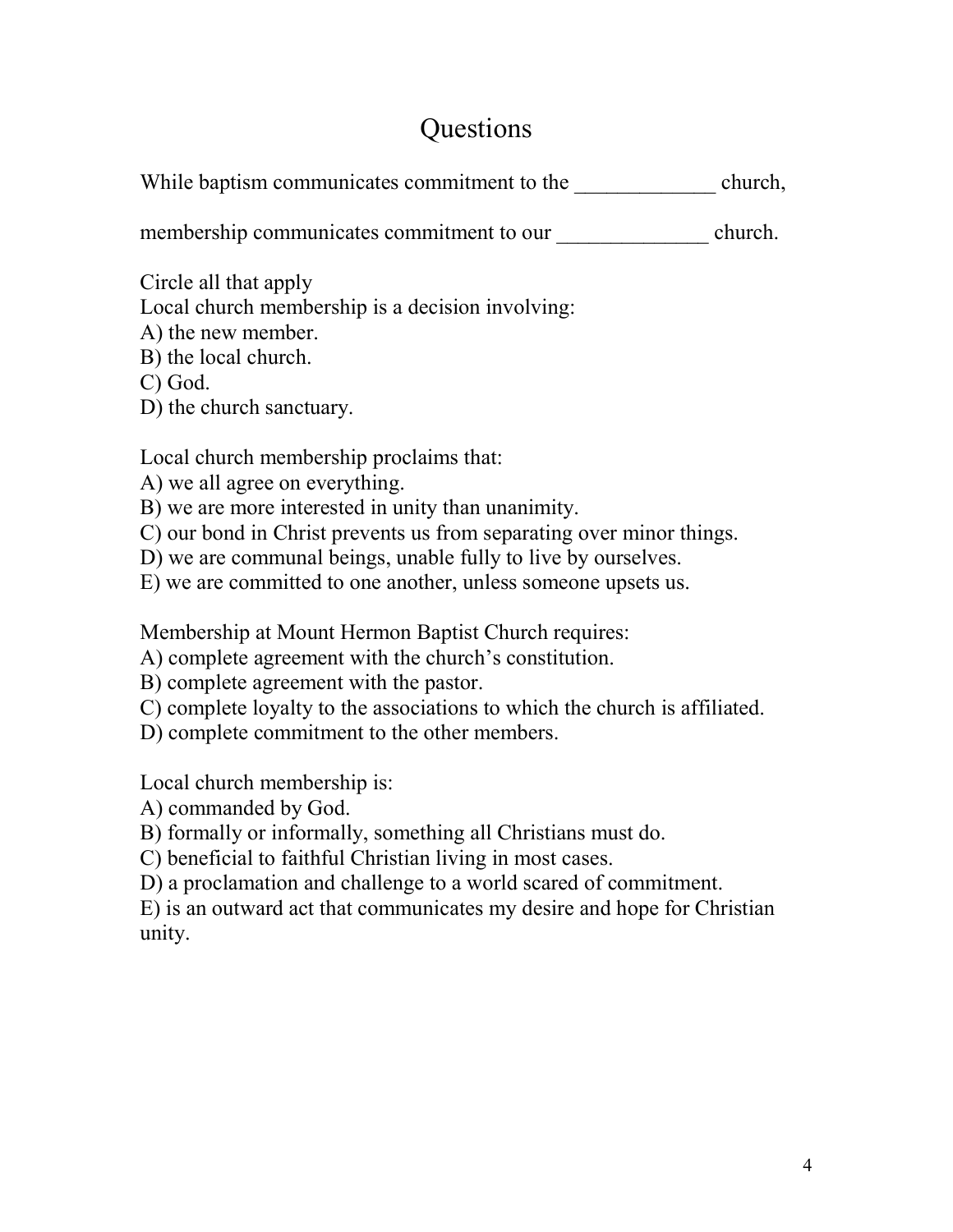# Questions

While baptism communicates commitment to the _____________ church,

membership communicates commitment to our ______________ church.

Circle all that apply
Local church membership is a decision involving:
A) the new member.
B) the local church.
C) God.
D) the church sanctuary.

Local church membership proclaims that:
A) we all agree on everything.
B) we are more interested in unity than unanimity.
C) our bond in Christ prevents us from separating over minor things.
D) we are communal beings, unable fully to live by ourselves.
E) we are committed to one another, unless someone upsets us.

Membership at Mount Hermon Baptist Church requires:
A) complete agreement with the church's constitution.
B) complete agreement with the pastor.
C) complete loyalty to the associations to which the church is affiliated.
D) complete commitment to the other members.

Local church membership is:
A) commanded by God.
B) formally or informally, something all Christians must do.
C) beneficial to faithful Christian living in most cases.
D) a proclamation and challenge to a world scared of commitment.
E) is an outward act that communicates my desire and hope for Christian unity.